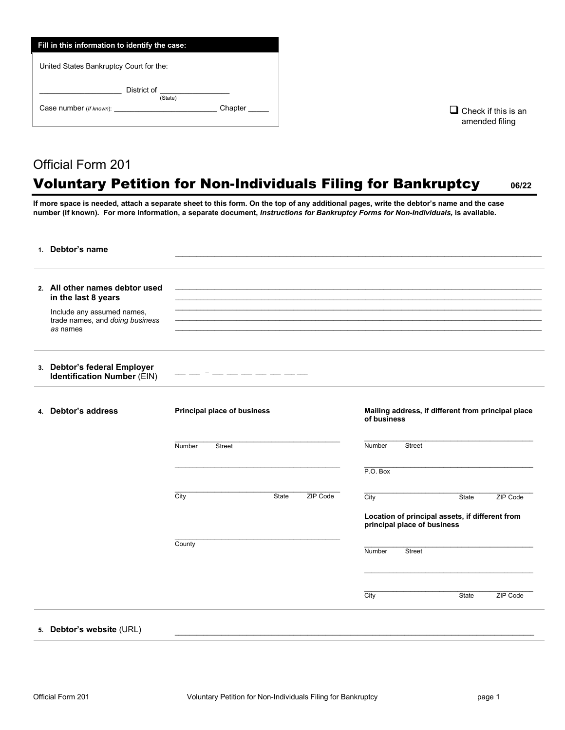**Fill in this information to identify the case:**

United States Bankruptcy Court for the:

\_\_\_\_\_\_\_\_\_\_\_\_\_\_\_\_\_\_\_\_ District of \_\_\_\_\_\_\_\_\_\_\_\_\_\_\_\_\_
(State)

Case number (*If known*): \_\_\_\_\_\_\_\_\_\_\_\_\_\_\_\_\_\_\_\_\_\_\_\_\_ Chapter \_\_\_\_\_

☐ Check if this is an amended filing

Official Form 201

# Voluntary Petition for Non-Individuals Filing for Bankruptcy 06/22

**If more space is needed, attach a separate sheet to this form. On the top of any additional pages, write the debtor's name and the case number (if known). For more information, a separate document, *Instructions for Bankruptcy Forms for Non-Individuals,* is available.**

**1. Debtor's name**

\_\_\_\_\_\_\_\_\_\_\_\_\_\_\_\_\_\_\_\_\_\_\_\_\_\_\_\_\_\_\_\_\_\_\_\_\_\_\_\_\_\_\_\_\_\_\_\_\_\_\_\_\_\_\_\_

**2. All other names debtor used in the last 8 years**

Include any assumed names, trade names, and *doing business as* names

\_\_\_\_\_\_\_\_\_\_\_\_\_\_\_\_\_\_\_\_\_\_\_\_\_\_\_\_\_\_\_\_\_\_\_\_\_\_\_\_\_\_\_\_\_\_\_\_\_\_\_\_\_\_\_\_
\_\_\_\_\_\_\_\_\_\_\_\_\_\_\_\_\_\_\_\_\_\_\_\_\_\_\_\_\_\_\_\_\_\_\_\_\_\_\_\_\_\_\_\_\_\_\_\_\_\_\_\_\_\_\_\_
\_\_\_\_\_\_\_\_\_\_\_\_\_\_\_\_\_\_\_\_\_\_\_\_\_\_\_\_\_\_\_\_\_\_\_\_\_\_\_\_\_\_\_\_\_\_\_\_\_\_\_\_\_\_\_\_
\_\_\_\_\_\_\_\_\_\_\_\_\_\_\_\_\_\_\_\_\_\_\_\_\_\_\_\_\_\_\_\_\_\_\_\_\_\_\_\_\_\_\_\_\_\_\_\_\_\_\_\_\_\_\_\_
\_\_\_\_\_\_\_\_\_\_\_\_\_\_\_\_\_\_\_\_\_\_\_\_\_\_\_\_\_\_\_\_\_\_\_\_\_\_\_\_\_\_\_\_\_\_\_\_\_\_\_\_\_\_\_\_

**3. Debtor's federal Employer Identification Number** (EIN)

\_\_ \_\_ – \_\_ \_\_ \_\_ \_\_ \_\_ \_\_ \_\_

**4. Debtor's address**

**Principal place of business**

\_\_\_\_\_\_\_\_\_\_\_\_\_\_\_\_\_\_\_\_\_\_\_\_\_\_\_\_\_\_\_\_\_\_\_\_\_\_\_\_
Number Street

\_\_\_\_\_\_\_\_\_\_\_\_\_\_\_\_\_\_\_\_\_\_\_\_\_\_\_\_\_\_\_\_\_\_\_\_\_\_\_\_

\_\_\_\_\_\_\_\_\_\_\_\_\_\_\_\_\_\_\_\_\_\_\_\_\_\_\_\_\_\_\_\_\_\_\_\_\_\_\_\_
City State ZIP Code

\_\_\_\_\_\_\_\_\_\_\_\_\_\_\_\_\_\_\_\_\_\_\_\_\_\_\_\_\_\_\_\_\_\_\_\_\_\_\_\_
County

**Mailing address, if different from principal place of business**

\_\_\_\_\_\_\_\_\_\_\_\_\_\_\_\_\_\_\_\_\_\_\_\_\_\_\_\_\_\_\_\_\_\_\_\_\_\_\_\_
Number Street

\_\_\_\_\_\_\_\_\_\_\_\_\_\_\_\_\_\_\_\_\_\_\_\_\_\_\_\_\_\_\_\_\_\_\_\_\_\_\_\_
P.O. Box

\_\_\_\_\_\_\_\_\_\_\_\_\_\_\_\_\_\_\_\_\_\_\_\_\_\_\_\_\_\_\_\_\_\_\_\_\_\_\_\_
City State ZIP Code

**Location of principal assets, if different from principal place of business**

\_\_\_\_\_\_\_\_\_\_\_\_\_\_\_\_\_\_\_\_\_\_\_\_\_\_\_\_\_\_\_\_\_\_\_\_\_\_\_\_
Number Street

\_\_\_\_\_\_\_\_\_\_\_\_\_\_\_\_\_\_\_\_\_\_\_\_\_\_\_\_\_\_\_\_\_\_\_\_\_\_\_\_

\_\_\_\_\_\_\_\_\_\_\_\_\_\_\_\_\_\_\_\_\_\_\_\_\_\_\_\_\_\_\_\_\_\_\_\_\_\_\_\_
City State ZIP Code

**5. Debtor's website** (URL)

\_\_\_\_\_\_\_\_\_\_\_\_\_\_\_\_\_\_\_\_\_\_\_\_\_\_\_\_\_\_\_\_\_\_\_\_\_\_\_\_\_\_\_\_\_\_\_\_\_\_\_\_\_\_\_\_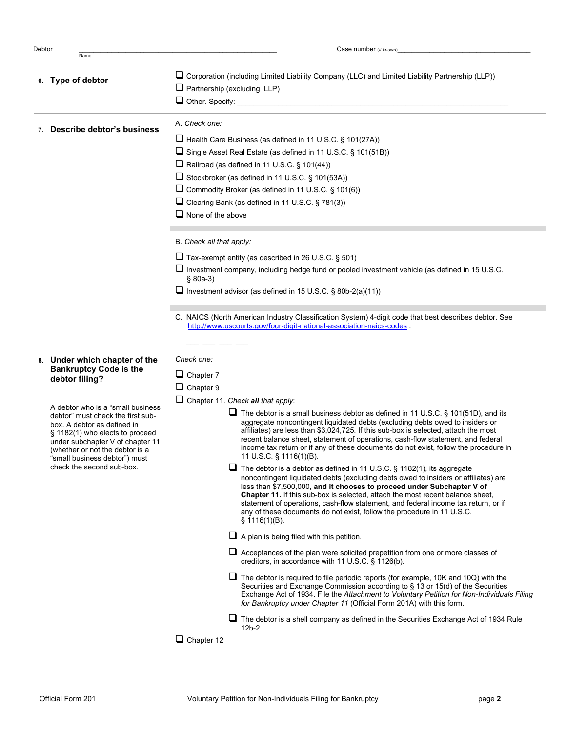Debtor ______________________________ Name

Case number *(if known)* ______________________________

**6. Type of debtor**

- ❑ Corporation (including Limited Liability Company (LLC) and Limited Liability Partnership (LLP))
- ❑ Partnership (excluding LLP)
- ❑ Other. Specify: ______________________________

**7. Describe debtor's business**

A. *Check one:*

- ❑ Health Care Business (as defined in 11 U.S.C. § 101(27A))
- ❑ Single Asset Real Estate (as defined in 11 U.S.C. § 101(51B))
- ❑ Railroad (as defined in 11 U.S.C. § 101(44))
- ❑ Stockbroker (as defined in 11 U.S.C. § 101(53A))
- ❑ Commodity Broker (as defined in 11 U.S.C. § 101(6))
- ❑ Clearing Bank (as defined in 11 U.S.C. § 781(3))
- ❑ None of the above

B. *Check all that apply:*

- ❑ Tax-exempt entity (as described in 26 U.S.C. § 501)
- ❑ Investment company, including hedge fund or pooled investment vehicle (as defined in 15 U.S.C. § 80a-3)
- ❑ Investment advisor (as defined in 15 U.S.C. § 80b-2(a)(11))

C. NAICS (North American Industry Classification System) 4-digit code that best describes debtor. See http://www.uscourts.gov/four-digit-national-association-naics-codes .

___ ___ ___ ___

**8. Under which chapter of the Bankruptcy Code is the debtor filing?**

A debtor who is a "small business debtor" must check the first sub-box. A debtor as defined in § 1182(1) who elects to proceed under subchapter V of chapter 11 (whether or not the debtor is a "small business debtor") must check the second sub-box.

*Check one:*

- ❑ Chapter 7
- ❑ Chapter 9
- ❑ Chapter 11. *Check **all** that apply*:
  - ❑ The debtor is a small business debtor as defined in 11 U.S.C. § 101(51D), and its aggregate noncontingent liquidated debts (excluding debts owed to insiders or affiliates) are less than $3,024,725. If this sub-box is selected, attach the most recent balance sheet, statement of operations, cash-flow statement, and federal income tax return or if any of these documents do not exist, follow the procedure in 11 U.S.C. § 1116(1)(B).
  - ❑ The debtor is a debtor as defined in 11 U.S.C. § 1182(1), its aggregate noncontingent liquidated debts (excluding debts owed to insiders or affiliates) are less than $7,500,000, **and it chooses to proceed under Subchapter V of Chapter 11.** If this sub-box is selected, attach the most recent balance sheet, statement of operations, cash-flow statement, and federal income tax return, or if any of these documents do not exist, follow the procedure in 11 U.S.C. § 1116(1)(B).
  - ❑ A plan is being filed with this petition.
  - ❑ Acceptances of the plan were solicited prepetition from one or more classes of creditors, in accordance with 11 U.S.C. § 1126(b).
  - ❑ The debtor is required to file periodic reports (for example, 10K and 10Q) with the Securities and Exchange Commission according to § 13 or 15(d) of the Securities Exchange Act of 1934. File the *Attachment to Voluntary Petition for Non-Individuals Filing for Bankruptcy under Chapter 11* (Official Form 201A) with this form.
  - ❑ The debtor is a shell company as defined in the Securities Exchange Act of 1934 Rule 12b-2.
- ❑ Chapter 12

Official Form 201 Voluntary Petition for Non-Individuals Filing for Bankruptcy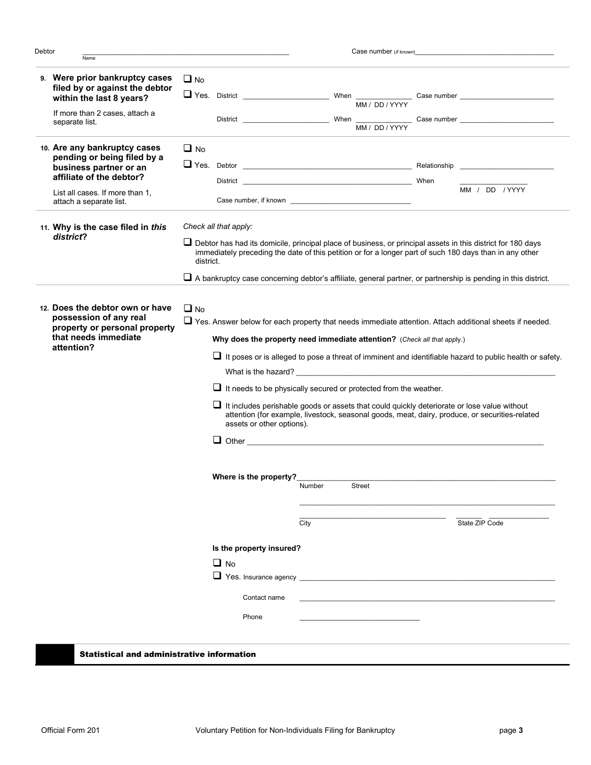Debtor ____________________ Name Case number *(if known)* ____________________

**9. Were prior bankruptcy cases filed by or against the debtor within the last 8 years?**

If more than 2 cases, attach a separate list.

- ☐ No
- ☐ Yes. District ____________ When ____________ (MM / DD / YYYY) Case number ____________
  District ____________ When ____________ (MM / DD / YYYY) Case number ____________

**10. Are any bankruptcy cases pending or being filed by a business partner or an affiliate of the debtor?**

List all cases. If more than 1, attach a separate list.

- ☐ No
- ☐ Yes. Debtor ____________ Relationship ____________
  District ____________ When ____________ (MM / DD / YYYY)
  Case number, if known ____________

**11. Why is the case filed in *this district*?**

*Check all that apply:*

- ☐ Debtor has had its domicile, principal place of business, or principal assets in this district for 180 days immediately preceding the date of this petition or for a longer part of such 180 days than in any other district.
- ☐ A bankruptcy case concerning debtor's affiliate, general partner, or partnership is pending in this district.

**12. Does the debtor own or have possession of any real property or personal property that needs immediate attention?**

- ☐ No
- ☐ Yes. Answer below for each property that needs immediate attention. Attach additional sheets if needed.

**Why does the property need immediate attention?** (*Check all that apply.*)

- ☐ It poses or is alleged to pose a threat of imminent and identifiable hazard to public health or safety.
  What is the hazard? ____________
- ☐ It needs to be physically secured or protected from the weather.
- ☐ It includes perishable goods or assets that could quickly deteriorate or lose value without attention (for example, livestock, seasonal goods, meat, dairy, produce, or securities-related assets or other options).
- ☐ Other ____________

**Where is the property?** ____________
Number Street
____________
____________ City ______ State ______ ZIP Code

**Is the property insured?**

- ☐ No
- ☐ Yes. Insurance agency ____________
  Contact name ____________
  Phone ____________

## Statistical and administrative information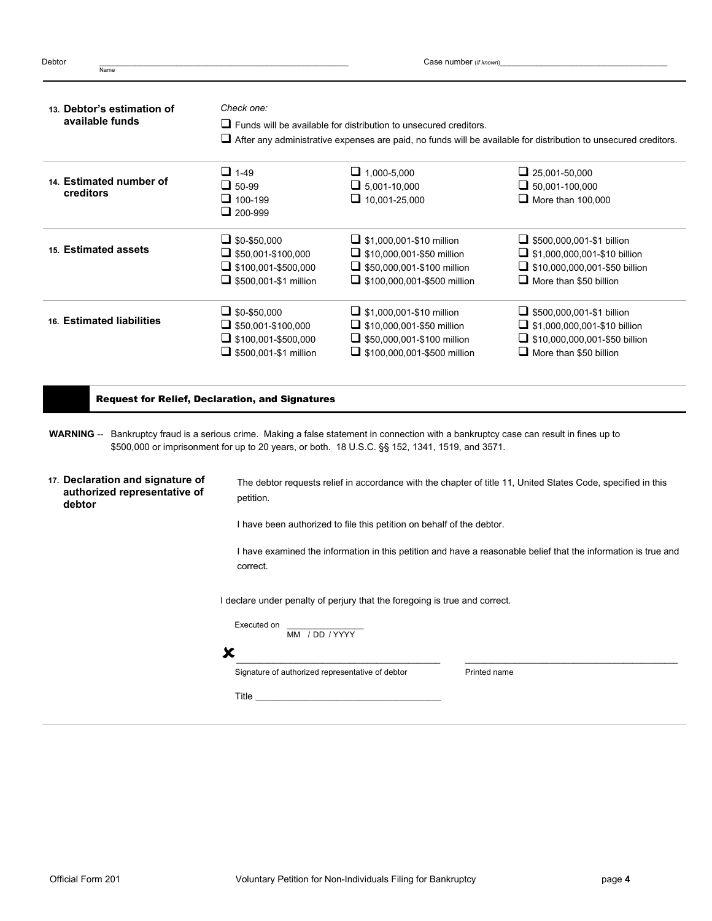Debtor ______________________________ Case number (*if known*) ______________________________
Name

**13. Debtor's estimation of available funds**

*Check one:*

- ☐ Funds will be available for distribution to unsecured creditors.
- ☐ After any administrative expenses are paid, no funds will be available for distribution to unsecured creditors.

**14. Estimated number of creditors**

| | | |
|---|---|---|
| ☐ 1-49 | ☐ 1,000-5,000 | ☐ 25,001-50,000 |
| ☐ 50-99 | ☐ 5,001-10,000 | ☐ 50,001-100,000 |
| ☐ 100-199 | ☐ 10,001-25,000 | ☐ More than 100,000 |
| ☐ 200-999 | | |

**15. Estimated assets**

| | | |
|---|---|---|
| ☐ $0-$50,000 | ☐ $1,000,001-$10 million | ☐ $500,000,001-$1 billion |
| ☐ $50,001-$100,000 | ☐ $10,000,001-$50 million | ☐ $1,000,000,001-$10 billion |
| ☐ $100,001-$500,000 | ☐ $50,000,001-$100 million | ☐ $10,000,000,001-$50 billion |
| ☐ $500,001-$1 million | ☐ $100,000,001-$500 million | ☐ More than $50 billion |

**16. Estimated liabilities**

| | | |
|---|---|---|
| ☐ $0-$50,000 | ☐ $1,000,001-$10 million | ☐ $500,000,001-$1 billion |
| ☐ $50,001-$100,000 | ☐ $10,000,001-$50 million | ☐ $1,000,000,001-$10 billion |
| ☐ $100,001-$500,000 | ☐ $50,000,001-$100 million | ☐ $10,000,000,001-$50 billion |
| ☐ $500,001-$1 million | ☐ $100,000,001-$500 million | ☐ More than $50 billion |

## Request for Relief, Declaration, and Signatures

**WARNING** -- Bankruptcy fraud is a serious crime. Making a false statement in connection with a bankruptcy case can result in fines up to $500,000 or imprisonment for up to 20 years, or both. 18 U.S.C. §§ 152, 1341, 1519, and 3571.

**17. Declaration and signature of authorized representative of debtor**

The debtor requests relief in accordance with the chapter of title 11, United States Code, specified in this petition.

I have been authorized to file this petition on behalf of the debtor.

I have examined the information in this petition and have a reasonable belief that the information is true and correct.

I declare under penalty of perjury that the foregoing is true and correct.

Executed on ________________
MM / DD / YYYY

✘ ______________________________ ______________________________
Signature of authorized representative of debtor Printed name

Title ______________________________

Official Form 201 Voluntary Petition for Non-Individuals Filing for Bankruptcy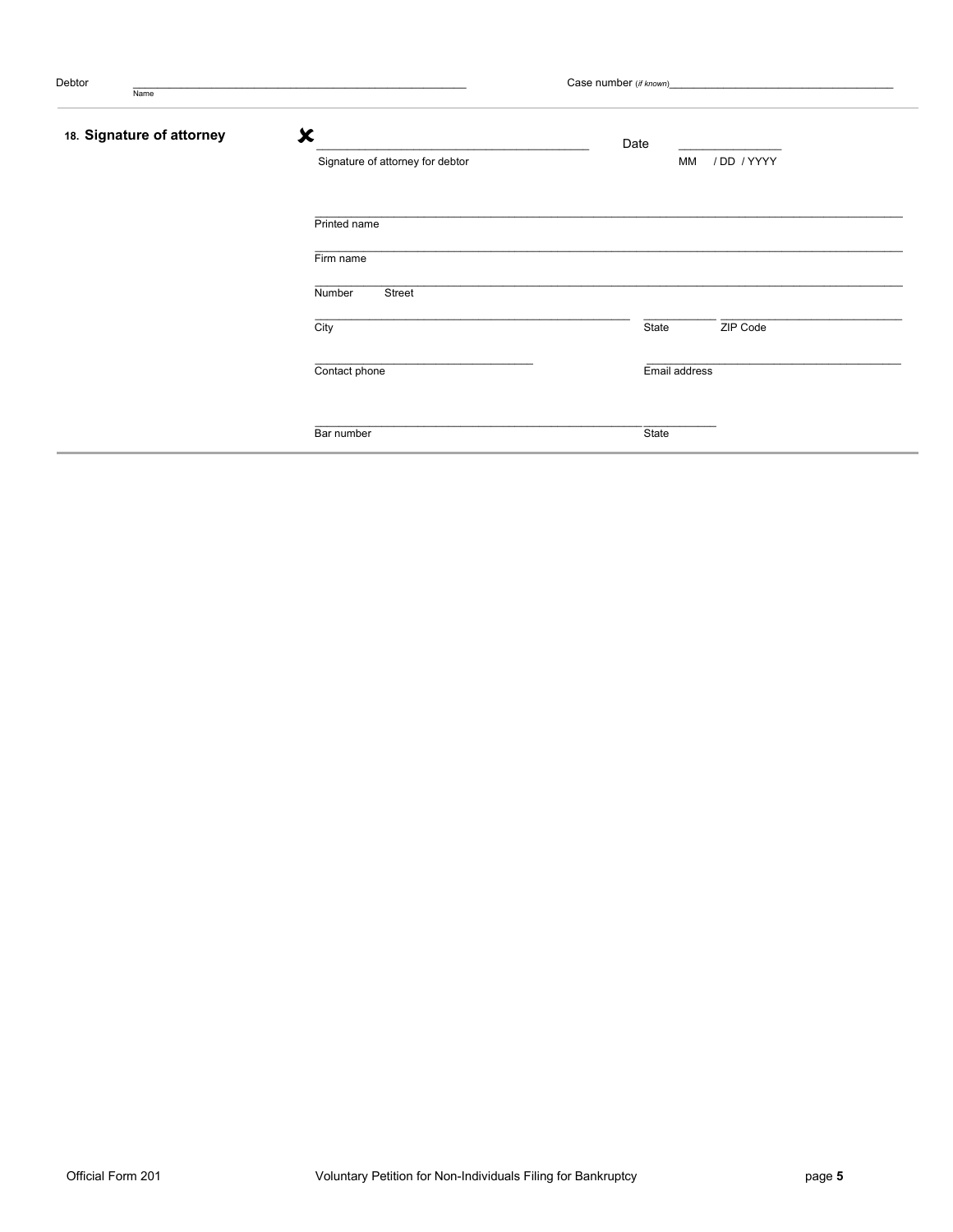Debtor \_\_\_\_\_\_\_\_\_\_\_\_\_\_\_\_\_\_\_\_\_\_\_\_\_\_\_\_\_\_\_\_\_\_\_\_\_\_\_\_
Name

Case number *(if known)*\_\_\_\_\_\_\_\_\_\_\_\_\_\_\_\_\_\_\_\_\_\_\_\_\_\_\_\_\_\_\_\_

**18. Signature of attorney**

✘ \_\_\_\_\_\_\_\_\_\_\_\_\_\_\_\_\_\_\_\_\_\_\_\_\_\_\_\_\_\_\_\_\_\_\_\_\_\_\_\_ Date \_\_\_\_\_\_\_\_\_\_\_\_\_\_\_\_
Signature of attorney for debtor MM / DD / YYYY

\_\_\_\_\_\_\_\_\_\_\_\_\_\_\_\_\_\_\_\_\_\_\_\_\_\_\_\_\_\_\_\_\_\_\_\_\_\_\_\_\_\_\_\_\_\_\_\_\_\_\_\_\_\_\_\_\_\_\_\_
Printed name

\_\_\_\_\_\_\_\_\_\_\_\_\_\_\_\_\_\_\_\_\_\_\_\_\_\_\_\_\_\_\_\_\_\_\_\_\_\_\_\_\_\_\_\_\_\_\_\_\_\_\_\_\_\_\_\_\_\_\_\_
Firm name

\_\_\_\_\_\_\_\_\_\_\_\_\_\_\_\_\_\_\_\_\_\_\_\_\_\_\_\_\_\_\_\_\_\_\_\_\_\_\_\_\_\_\_\_\_\_\_\_\_\_\_\_\_\_\_\_\_\_\_\_
Number Street

\_\_\_\_\_\_\_\_\_\_\_\_\_\_\_\_\_\_\_\_\_\_\_\_\_\_\_\_\_\_\_\_\_\_ \_\_\_\_\_\_\_\_ \_\_\_\_\_\_\_\_\_\_\_\_\_\_\_\_\_\_
City State ZIP Code

\_\_\_\_\_\_\_\_\_\_\_\_\_\_\_\_\_\_\_\_\_\_\_\_ \_\_\_\_\_\_\_\_\_\_\_\_\_\_\_\_\_\_\_\_\_\_\_\_\_\_\_\_
Contact phone Email address

\_\_\_\_\_\_\_\_\_\_\_\_\_\_\_\_\_\_\_\_\_\_\_\_\_\_\_\_\_\_\_\_\_\_\_\_ \_\_\_\_\_\_\_\_
Bar number State

Official Form 201 Voluntary Petition for Non-Individuals Filing for Bankruptcy